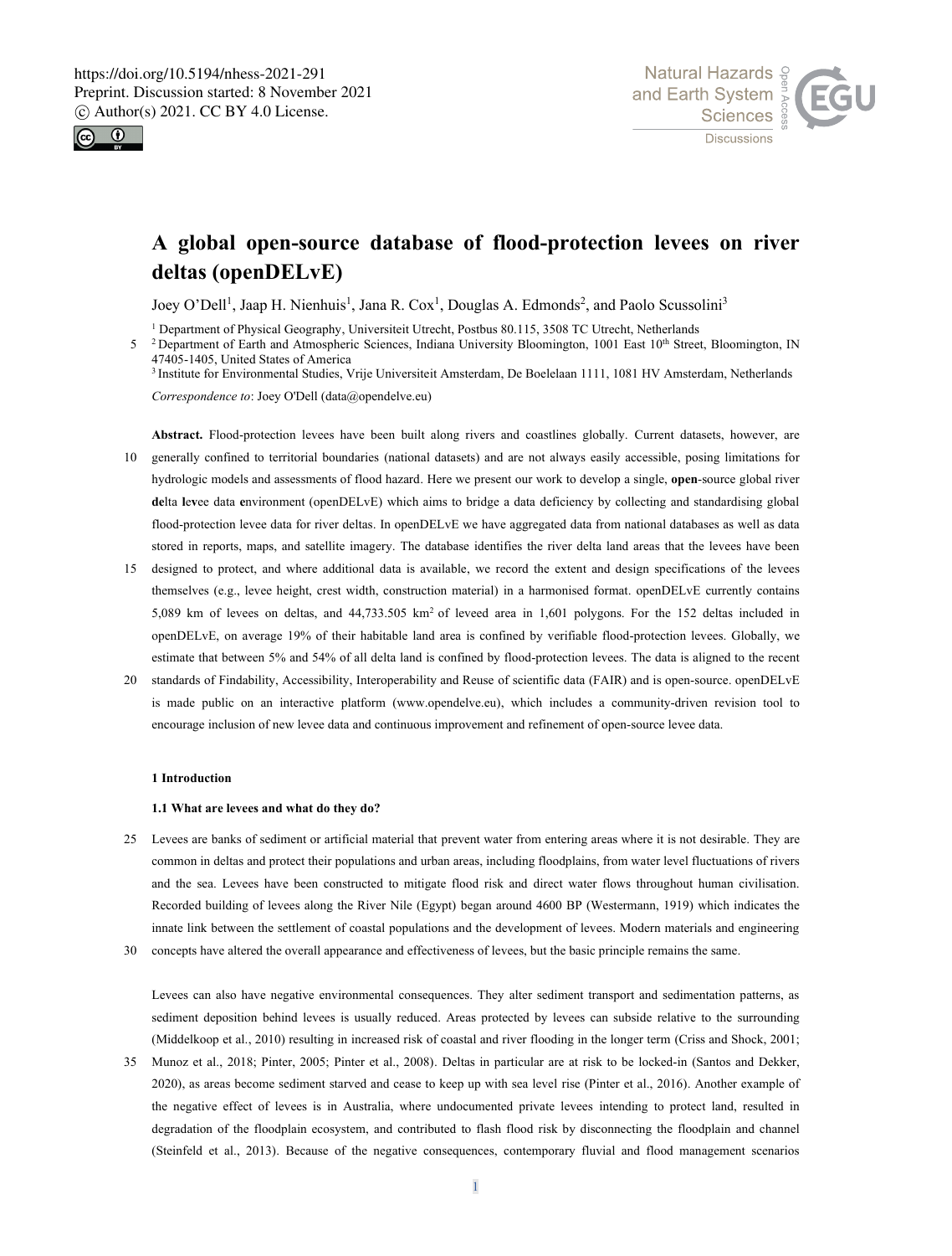# A global open-source database of flood-protection levees on river deltas (openDELvE)

Joey O'Dell[1], Jaap H. Nienhuis[1], Jana R. Cox[1], Douglas A. Edmonds[2], and Paolo Scussolini[3]

[1] Department of Physical Geography, Universiteit Utrecht, Postbus 80.115, 3508 TC Utrecht, Netherlands
[2] Department of Earth and Atmospheric Sciences, Indiana University Bloomington, 1001 East 10th Street, Bloomington, IN 47405-1405, United States of America
[3] Institute for Environmental Studies, Vrije Universiteit Amsterdam, De Boelelaan 1111, 1081 HV Amsterdam, Netherlands

*Correspondence to*: Joey O'Dell (data@opendelve.eu)

**Abstract.** Flood-protection levees have been built along rivers and coastlines globally. Current datasets, however, are generally confined to territorial boundaries (national datasets) and are not always easily accessible, posing limitations for hydrologic models and assessments of flood hazard. Here we present our work to develop a single, **open**-source global river **de**lta **lev**ee data **e**nvironment (openDELvE) which aims to bridge a data deficiency by collecting and standardising global flood-protection levee data for river deltas. In openDELvE we have aggregated data from national databases as well as data stored in reports, maps, and satellite imagery. The database identifies the river delta land areas that the levees have been designed to protect, and where additional data is available, we record the extent and design specifications of the levees themselves (e.g., levee height, crest width, construction material) in a harmonised format. openDELvE currently contains 5,089 km of levees on deltas, and 44,733.505 km$^2$ of leveed area in 1,601 polygons. For the 152 deltas included in openDELvE, on average 19% of their habitable land area is confined by verifiable flood-protection levees. Globally, we estimate that between 5% and 54% of all delta land is confined by flood-protection levees. The data is aligned to the recent standards of Findability, Accessibility, Interoperability and Reuse of scientific data (FAIR) and is open-source. openDELvE is made public on an interactive platform (www.opendelve.eu), which includes a community-driven revision tool to encourage inclusion of new levee data and continuous improvement and refinement of open-source levee data.

## 1 Introduction

### 1.1 What are levees and what do they do?

Levees are banks of sediment or artificial material that prevent water from entering areas where it is not desirable. They are common in deltas and protect their populations and urban areas, including floodplains, from water level fluctuations of rivers and the sea. Levees have been constructed to mitigate flood risk and direct water flows throughout human civilisation. Recorded building of levees along the River Nile (Egypt) began around 4600 BP (Westermann, 1919) which indicates the innate link between the settlement of coastal populations and the development of levees. Modern materials and engineering concepts have altered the overall appearance and effectiveness of levees, but the basic principle remains the same.

Levees can also have negative environmental consequences. They alter sediment transport and sedimentation patterns, as sediment deposition behind levees is usually reduced. Areas protected by levees can subside relative to the surrounding (Middelkoop et al., 2010) resulting in increased risk of coastal and river flooding in the longer term (Criss and Shock, 2001; Munoz et al., 2018; Pinter, 2005; Pinter et al., 2008). Deltas in particular are at risk to be locked-in (Santos and Dekker, 2020), as areas become sediment starved and cease to keep up with sea level rise (Pinter et al., 2016). Another example of the negative effect of levees is in Australia, where undocumented private levees intending to protect land, resulted in degradation of the floodplain ecosystem, and contributed to flash flood risk by disconnecting the floodplain and channel (Steinfeld et al., 2013). Because of the negative consequences, contemporary fluvial and flood management scenarios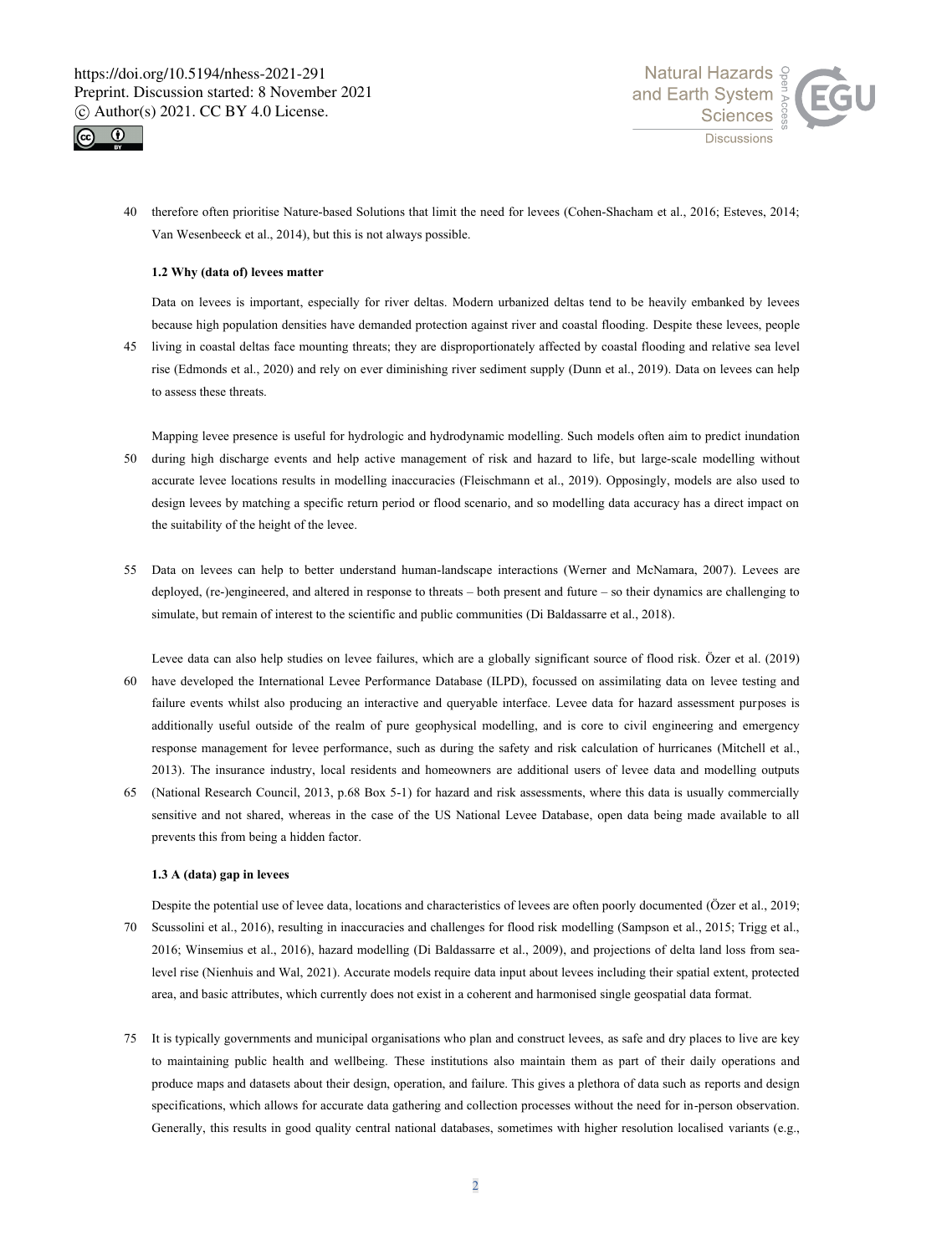therefore often prioritise Nature-based Solutions that limit the need for levees (Cohen-Shacham et al., 2016; Esteves, 2014; Van Wesenbeeck et al., 2014), but this is not always possible.

### 1.2 Why (data of) levees matter

Data on levees is important, especially for river deltas. Modern urbanized deltas tend to be heavily embanked by levees because high population densities have demanded protection against river and coastal flooding. Despite these levees, people living in coastal deltas face mounting threats; they are disproportionately affected by coastal flooding and relative sea level rise (Edmonds et al., 2020) and rely on ever diminishing river sediment supply (Dunn et al., 2019). Data on levees can help to assess these threats.

Mapping levee presence is useful for hydrologic and hydrodynamic modelling. Such models often aim to predict inundation during high discharge events and help active management of risk and hazard to life, but large-scale modelling without accurate levee locations results in modelling inaccuracies (Fleischmann et al., 2019). Opposingly, models are also used to design levees by matching a specific return period or flood scenario, and so modelling data accuracy has a direct impact on the suitability of the height of the levee.

Data on levees can help to better understand human-landscape interactions (Werner and McNamara, 2007). Levees are deployed, (re-)engineered, and altered in response to threats – both present and future – so their dynamics are challenging to simulate, but remain of interest to the scientific and public communities (Di Baldassarre et al., 2018).

Levee data can also help studies on levee failures, which are a globally significant source of flood risk. Özer et al. (2019) have developed the International Levee Performance Database (ILPD), focussed on assimilating data on levee testing and failure events whilst also producing an interactive and queryable interface. Levee data for hazard assessment purposes is additionally useful outside of the realm of pure geophysical modelling, and is core to civil engineering and emergency response management for levee performance, such as during the safety and risk calculation of hurricanes (Mitchell et al., 2013). The insurance industry, local residents and homeowners are additional users of levee data and modelling outputs (National Research Council, 2013, p.68 Box 5-1) for hazard and risk assessments, where this data is usually commercially sensitive and not shared, whereas in the case of the US National Levee Database, open data being made available to all prevents this from being a hidden factor.

### 1.3 A (data) gap in levees

Despite the potential use of levee data, locations and characteristics of levees are often poorly documented (Özer et al., 2019; Scussolini et al., 2016), resulting in inaccuracies and challenges for flood risk modelling (Sampson et al., 2015; Trigg et al., 2016; Winsemius et al., 2016), hazard modelling (Di Baldassarre et al., 2009), and projections of delta land loss from sea-level rise (Nienhuis and Wal, 2021). Accurate models require data input about levees including their spatial extent, protected area, and basic attributes, which currently does not exist in a coherent and harmonised single geospatial data format.

It is typically governments and municipal organisations who plan and construct levees, as safe and dry places to live are key to maintaining public health and wellbeing. These institutions also maintain them as part of their daily operations and produce maps and datasets about their design, operation, and failure. This gives a plethora of data such as reports and design specifications, which allows for accurate data gathering and collection processes without the need for in-person observation. Generally, this results in good quality central national databases, sometimes with higher resolution localised variants (e.g.,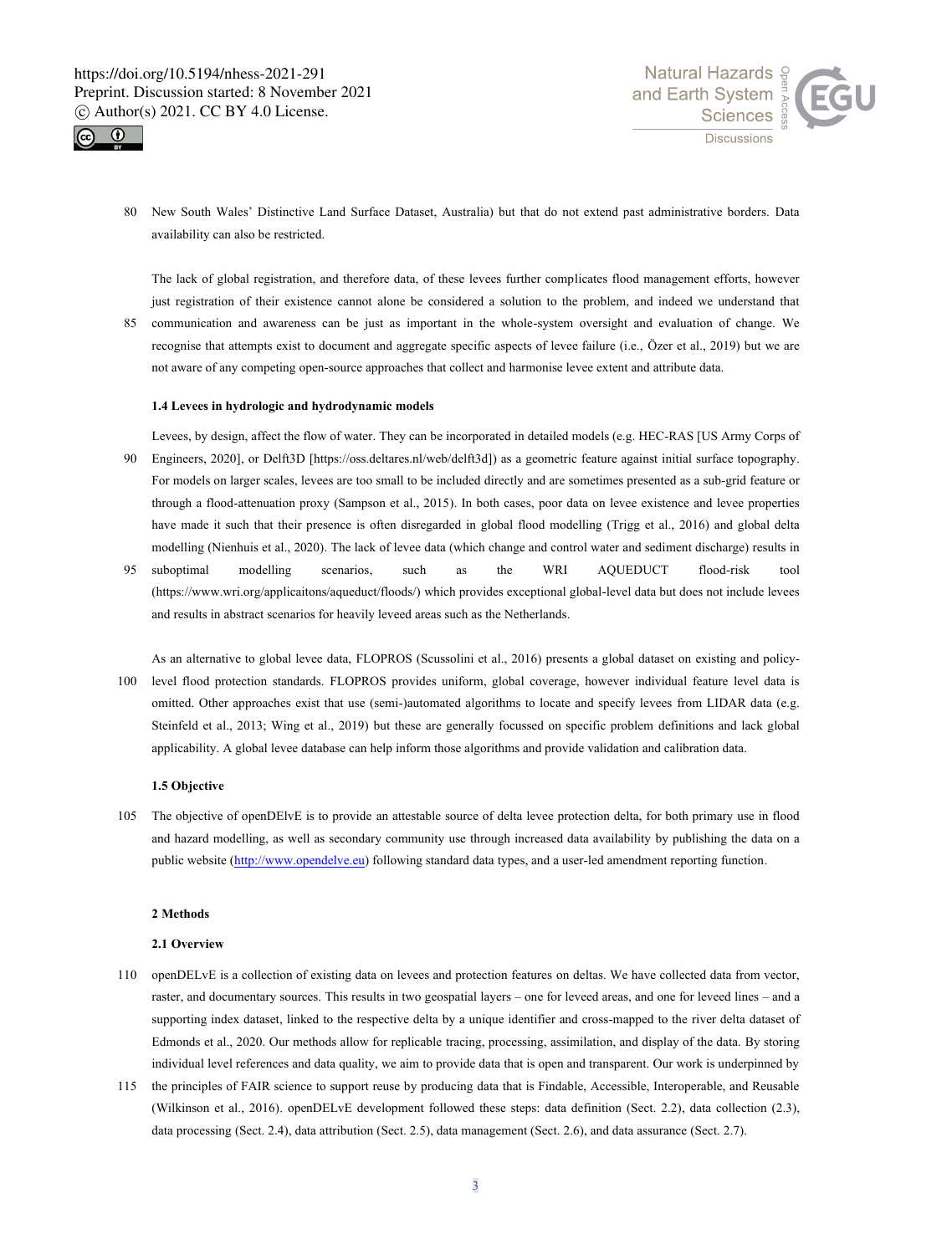New South Wales' Distinctive Land Surface Dataset, Australia) but that do not extend past administrative borders. Data availability can also be restricted.

The lack of global registration, and therefore data, of these levees further complicates flood management efforts, however just registration of their existence cannot alone be considered a solution to the problem, and indeed we understand that communication and awareness can be just as important in the whole-system oversight and evaluation of change. We recognise that attempts exist to document and aggregate specific aspects of levee failure (i.e., Özer et al., 2019) but we are not aware of any competing open-source approaches that collect and harmonise levee extent and attribute data.

### 1.4 Levees in hydrologic and hydrodynamic models

Levees, by design, affect the flow of water. They can be incorporated in detailed models (e.g. HEC-RAS [US Army Corps of Engineers, 2020], or Delft3D [https://oss.deltares.nl/web/delft3d]) as a geometric feature against initial surface topography. For models on larger scales, levees are too small to be included directly and are sometimes presented as a sub-grid feature or through a flood-attenuation proxy (Sampson et al., 2015). In both cases, poor data on levee existence and levee properties have made it such that their presence is often disregarded in global flood modelling (Trigg et al., 2016) and global delta modelling (Nienhuis et al., 2020). The lack of levee data (which change and control water and sediment discharge) results in suboptimal modelling scenarios, such as the WRI AQUEDUCT flood-risk tool (https://www.wri.org/applicaitons/aqueduct/floods/) which provides exceptional global-level data but does not include levees and results in abstract scenarios for heavily leveed areas such as the Netherlands.

As an alternative to global levee data, FLOPROS (Scussolini et al., 2016) presents a global dataset on existing and policy-level flood protection standards. FLOPROS provides uniform, global coverage, however individual feature level data is omitted. Other approaches exist that use (semi-)automated algorithms to locate and specify levees from LIDAR data (e.g. Steinfeld et al., 2013; Wing et al., 2019) but these are generally focussed on specific problem definitions and lack global applicability. A global levee database can help inform those algorithms and provide validation and calibration data.

### 1.5 Objective

The objective of openDElvE is to provide an attestable source of delta levee protection delta, for both primary use in flood and hazard modelling, as well as secondary community use through increased data availability by publishing the data on a public website (http://www.opendelve.eu) following standard data types, and a user-led amendment reporting function.

## 2 Methods

### 2.1 Overview

openDELvE is a collection of existing data on levees and protection features on deltas. We have collected data from vector, raster, and documentary sources. This results in two geospatial layers – one for leveed areas, and one for leveed lines – and a supporting index dataset, linked to the respective delta by a unique identifier and cross-mapped to the river delta dataset of Edmonds et al., 2020. Our methods allow for replicable tracing, processing, assimilation, and display of the data. By storing individual level references and data quality, we aim to provide data that is open and transparent. Our work is underpinned by the principles of FAIR science to support reuse by producing data that is Findable, Accessible, Interoperable, and Reusable (Wilkinson et al., 2016). openDELvE development followed these steps: data definition (Sect. 2.2), data collection (2.3), data processing (Sect. 2.4), data attribution (Sect. 2.5), data management (Sect. 2.6), and data assurance (Sect. 2.7).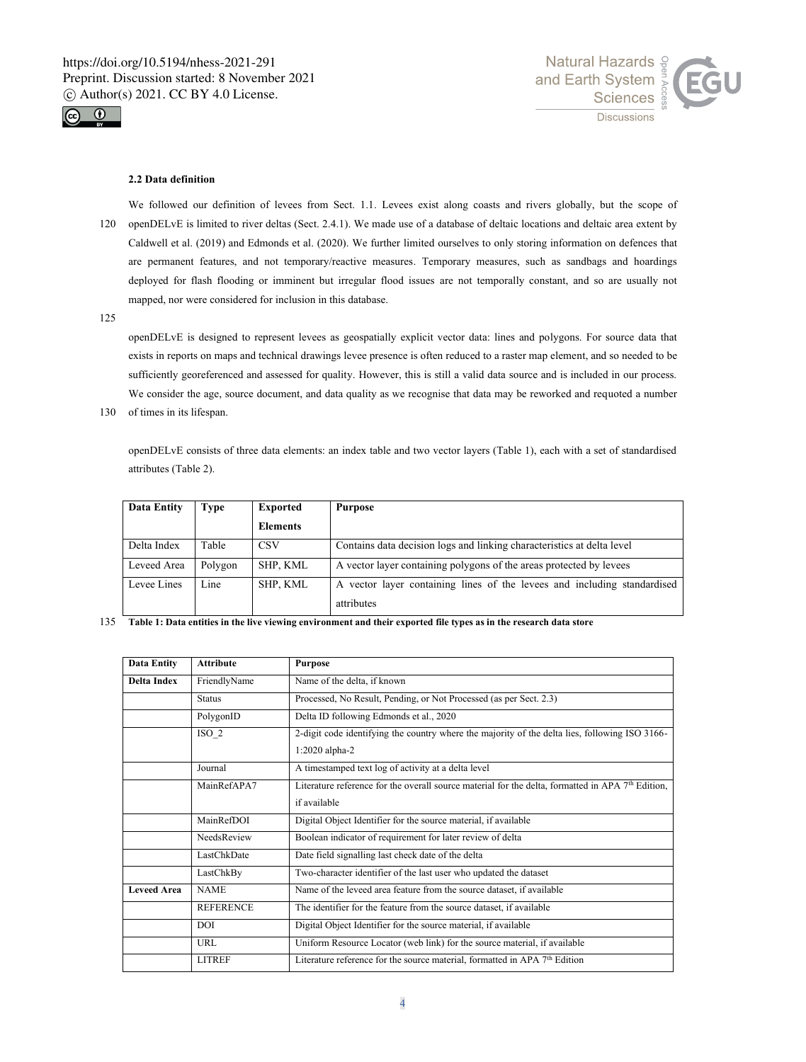### 2.2 Data definition

We followed our definition of levees from Sect. 1.1. Levees exist along coasts and rivers globally, but the scope of openDELvE is limited to river deltas (Sect. 2.4.1). We made use of a database of deltaic locations and deltaic area extent by Caldwell et al. (2019) and Edmonds et al. (2020). We further limited ourselves to only storing information on defences that are permanent features, and not temporary/reactive measures. Temporary measures, such as sandbags and hoardings deployed for flash flooding or imminent but irregular flood issues are not temporally constant, and so are usually not mapped, nor were considered for inclusion in this database.

openDELvE is designed to represent levees as geospatially explicit vector data: lines and polygons. For source data that exists in reports on maps and technical drawings levee presence is often reduced to a raster map element, and so needed to be sufficiently georeferenced and assessed for quality. However, this is still a valid data source and is included in our process. We consider the age, source document, and data quality as we recognise that data may be reworked and requoted a number of times in its lifespan.

openDELvE consists of three data elements: an index table and two vector layers (Table 1), each with a set of standardised attributes (Table 2).

| Data Entity | Type | Exported Elements | Purpose |
|---|---|---|---|
| Delta Index | Table | CSV | Contains data decision logs and linking characteristics at delta level |
| Leveed Area | Polygon | SHP, KML | A vector layer containing polygons of the areas protected by levees |
| Levee Lines | Line | SHP, KML | A vector layer containing lines of the levees and including standardised attributes |

**Table 1: Data entities in the live viewing environment and their exported file types as in the research data store**

| Data Entity | Attribute | Purpose |
|---|---|---|
| **Delta Index** | FriendlyName | Name of the delta, if known |
| | Status | Processed, No Result, Pending, or Not Processed (as per Sect. 2.3) |
| | PolygonID | Delta ID following Edmonds et al., 2020 |
| | ISO_2 | 2-digit code identifying the country where the majority of the delta lies, following ISO 3166-1:2020 alpha-2 |
| | Journal | A timestamped text log of activity at a delta level |
| | MainRefAPA7 | Literature reference for the overall source material for the delta, formatted in APA 7th Edition, if available |
| | MainRefDOI | Digital Object Identifier for the source material, if available |
| | NeedsReview | Boolean indicator of requirement for later review of delta |
| | LastChkDate | Date field signalling last check date of the delta |
| | LastChkBy | Two-character identifier of the last user who updated the dataset |
| **Leveed Area** | NAME | Name of the leveed area feature from the source dataset, if available |
| | REFERENCE | The identifier for the feature from the source dataset, if available |
| | DOI | Digital Object Identifier for the source material, if available |
| | URL | Uniform Resource Locator (web link) for the source material, if available |
| | LITREF | Literature reference for the source material, formatted in APA 7th Edition |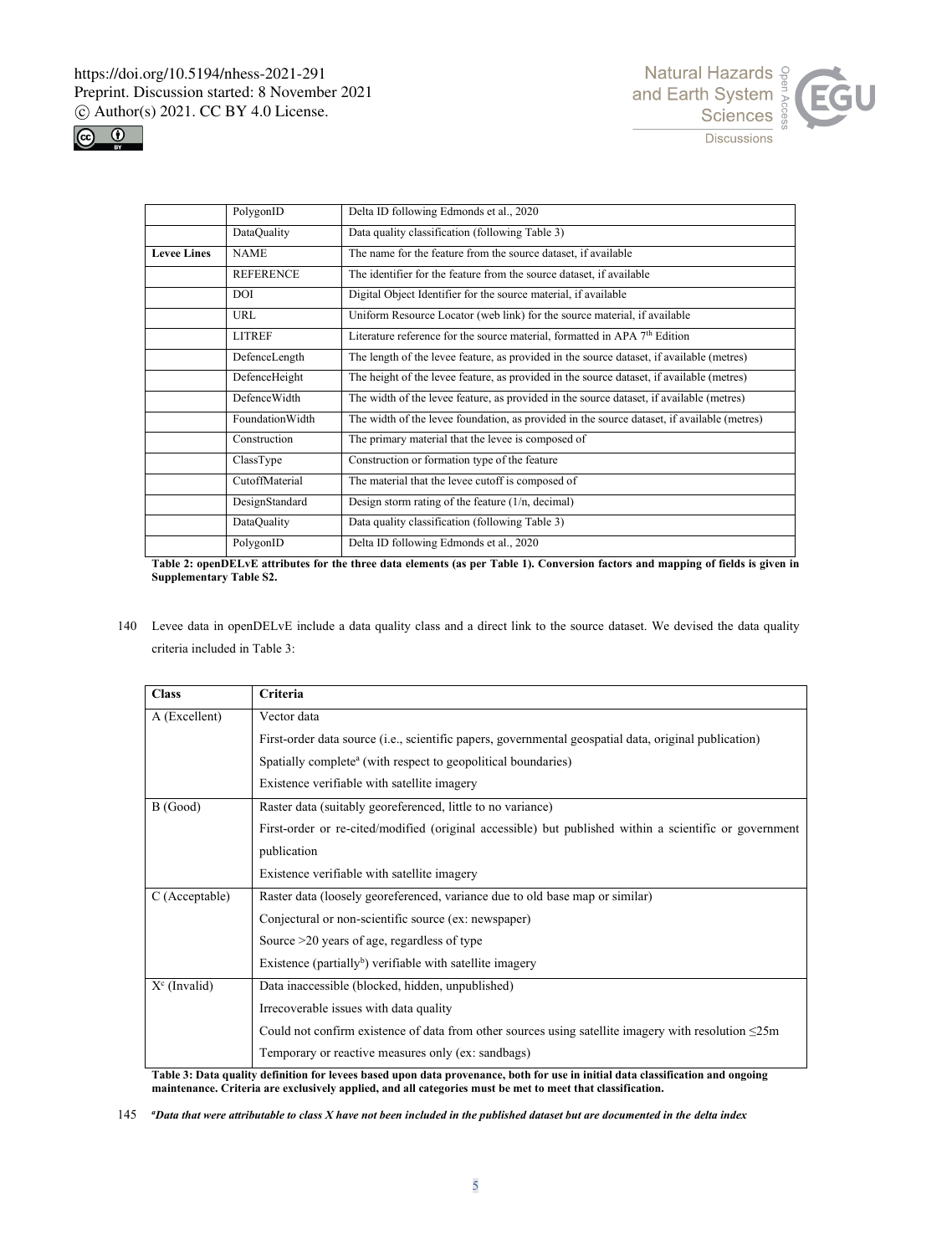|  | PolygonID | Delta ID following Edmonds et al., 2020 |
|---|---|---|
|  | DataQuality | Data quality classification (following Table 3) |
| **Levee Lines** | NAME | The name for the feature from the source dataset, if available |
|  | REFERENCE | The identifier for the feature from the source dataset, if available |
|  | DOI | Digital Object Identifier for the source material, if available |
|  | URL | Uniform Resource Locator (web link) for the source material, if available |
|  | LITREF | Literature reference for the source material, formatted in APA 7th Edition |
|  | DefenceLength | The length of the levee feature, as provided in the source dataset, if available (metres) |
|  | DefenceHeight | The height of the levee feature, as provided in the source dataset, if available (metres) |
|  | DefenceWidth | The width of the levee feature, as provided in the source dataset, if available (metres) |
|  | FoundationWidth | The width of the levee foundation, as provided in the source dataset, if available (metres) |
|  | Construction | The primary material that the levee is composed of |
|  | ClassType | Construction or formation type of the feature |
|  | CutoffMaterial | The material that the levee cutoff is composed of |
|  | DesignStandard | Design storm rating of the feature (1/n, decimal) |
|  | DataQuality | Data quality classification (following Table 3) |
|  | PolygonID | Delta ID following Edmonds et al., 2020 |

**Table 2: openDELvE attributes for the three data elements (as per Table 1). Conversion factors and mapping of fields is given in Supplementary Table S2.**

140 Levee data in openDELvE include a data quality class and a direct link to the source dataset. We devised the data quality criteria included in Table 3:

| Class | Criteria |
|---|---|
| A (Excellent) | Vector data |
|  | First-order data source (i.e., scientific papers, governmental geospatial data, original publication) |
|  | Spatially complete[a] (with respect to geopolitical boundaries) |
|  | Existence verifiable with satellite imagery |
| B (Good) | Raster data (suitably georeferenced, little to no variance) |
|  | First-order or re-cited/modified (original accessible) but published within a scientific or government publication |
|  | Existence verifiable with satellite imagery |
| C (Acceptable) | Raster data (loosely georeferenced, variance due to old base map or similar) |
|  | Conjectural or non-scientific source (ex: newspaper) |
|  | Source >20 years of age, regardless of type |
|  | Existence (partially[b]) verifiable with satellite imagery |
| X[c] (Invalid) | Data inaccessible (blocked, hidden, unpublished) |
|  | Irrecoverable issues with data quality |
|  | Could not confirm existence of data from other sources using satellite imagery with resolution ≤25m |
|  | Temporary or reactive measures only (ex: sandbags) |

**Table 3: Data quality definition for levees based upon data provenance, both for use in initial data classification and ongoing maintenance. Criteria are exclusively applied, and all categories must be met to meet that classification.**

145 ***[a]Data that were attributable to class X have not been included in the published dataset but are documented in the delta index***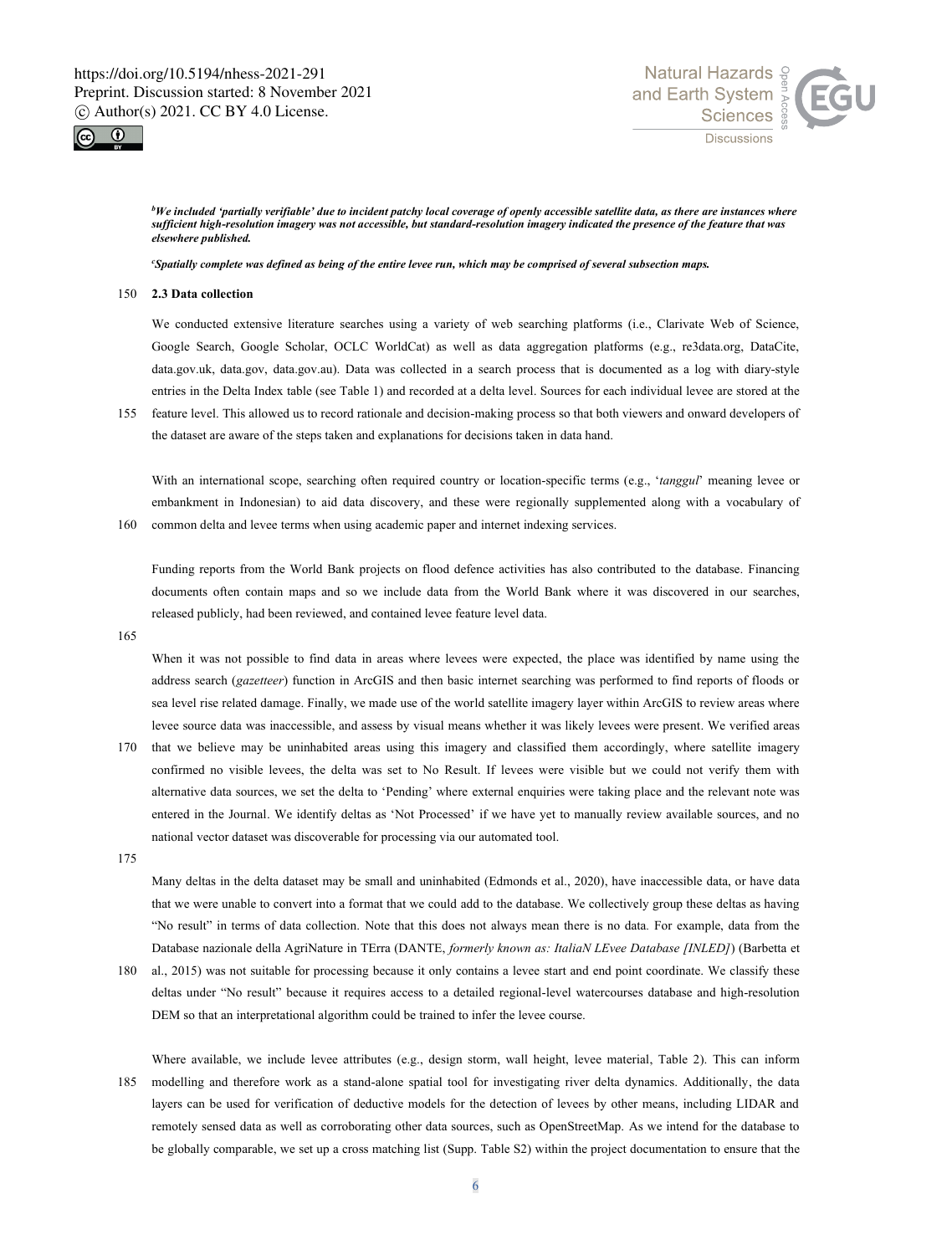*[b]We included 'partially verifiable' due to incident patchy local coverage of openly accessible satellite data, as there are instances where sufficient high-resolution imagery was not accessible, but standard-resolution imagery indicated the presence of the feature that was elsewhere published.*

*[c]Spatially complete was defined as being of the entire levee run, which may be comprised of several subsection maps.*

### 2.3 Data collection

We conducted extensive literature searches using a variety of web searching platforms (i.e., Clarivate Web of Science, Google Search, Google Scholar, OCLC WorldCat) as well as data aggregation platforms (e.g., re3data.org, DataCite, data.gov.uk, data.gov, data.gov.au). Data was collected in a search process that is documented as a log with diary-style entries in the Delta Index table (see Table 1) and recorded at a delta level. Sources for each individual levee are stored at the feature level. This allowed us to record rationale and decision-making process so that both viewers and onward developers of the dataset are aware of the steps taken and explanations for decisions taken in data hand.

With an international scope, searching often required country or location-specific terms (e.g., '*tanggul*' meaning levee or embankment in Indonesian) to aid data discovery, and these were regionally supplemented along with a vocabulary of common delta and levee terms when using academic paper and internet indexing services.

Funding reports from the World Bank projects on flood defence activities has also contributed to the database. Financing documents often contain maps and so we include data from the World Bank where it was discovered in our searches, released publicly, had been reviewed, and contained levee feature level data.

When it was not possible to find data in areas where levees were expected, the place was identified by name using the address search (*gazetteer*) function in ArcGIS and then basic internet searching was performed to find reports of floods or sea level rise related damage. Finally, we made use of the world satellite imagery layer within ArcGIS to review areas where levee source data was inaccessible, and assess by visual means whether it was likely levees were present. We verified areas that we believe may be uninhabited areas using this imagery and classified them accordingly, where satellite imagery confirmed no visible levees, the delta was set to No Result. If levees were visible but we could not verify them with alternative data sources, we set the delta to 'Pending' where external enquiries were taking place and the relevant note was entered in the Journal. We identify deltas as 'Not Processed' if we have yet to manually review available sources, and no national vector dataset was discoverable for processing via our automated tool.

Many deltas in the delta dataset may be small and uninhabited (Edmonds et al., 2020), have inaccessible data, or have data that we were unable to convert into a format that we could add to the database. We collectively group these deltas as having "No result" in terms of data collection. Note that this does not always mean there is no data. For example, data from the Database nazionale della AgriNature in TErra (DANTE, *formerly known as: ItaliaN LEvee Database [INLED]*) (Barbetta et al., 2015) was not suitable for processing because it only contains a levee start and end point coordinate. We classify these deltas under "No result" because it requires access to a detailed regional-level watercourses database and high-resolution DEM so that an interpretational algorithm could be trained to infer the levee course.

Where available, we include levee attributes (e.g., design storm, wall height, levee material, Table 2). This can inform modelling and therefore work as a stand-alone spatial tool for investigating river delta dynamics. Additionally, the data layers can be used for verification of deductive models for the detection of levees by other means, including LIDAR and remotely sensed data as well as corroborating other data sources, such as OpenStreetMap. As we intend for the database to be globally comparable, we set up a cross matching list (Supp. Table S2) within the project documentation to ensure that the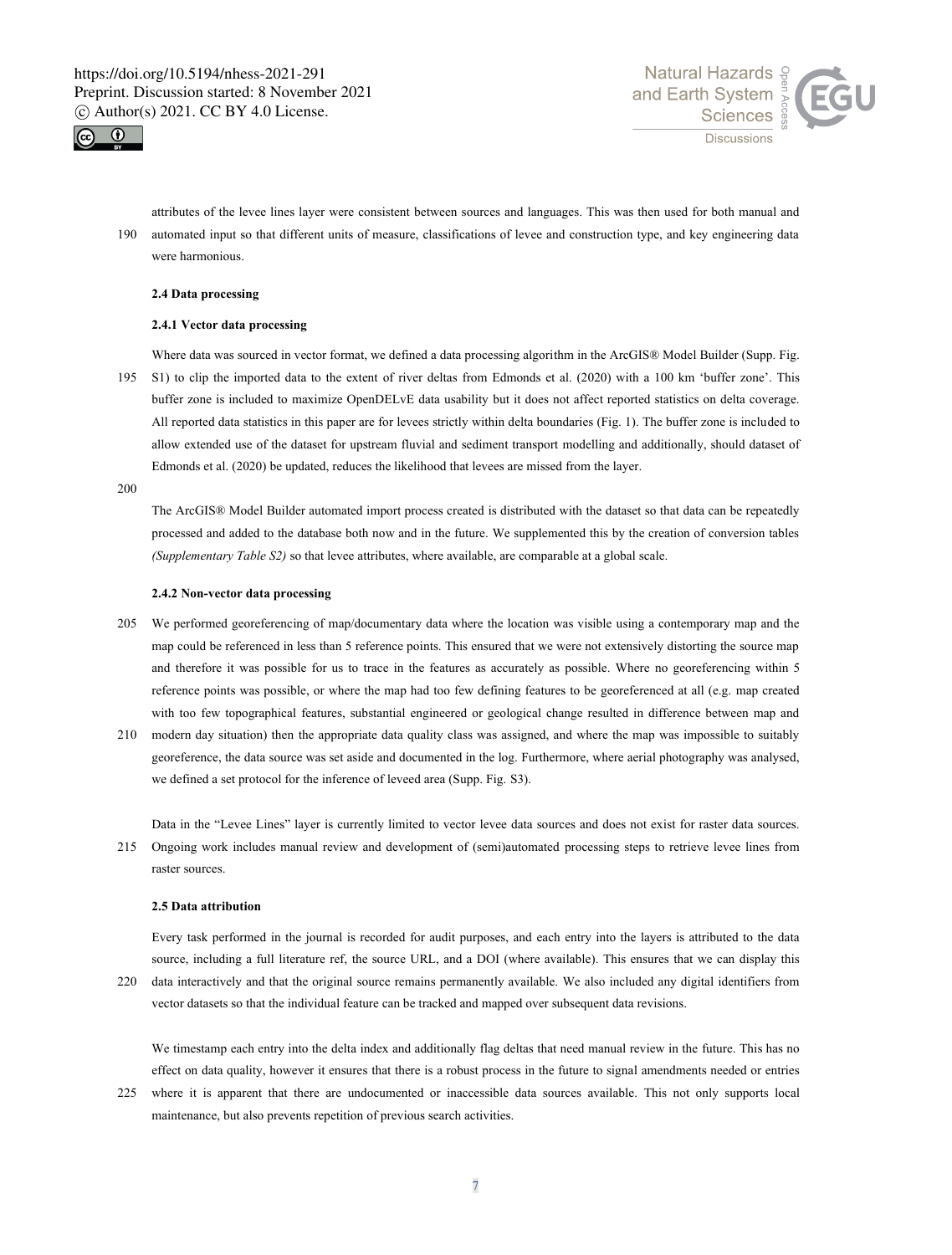attributes of the levee lines layer were consistent between sources and languages. This was then used for both manual and automated input so that different units of measure, classifications of levee and construction type, and key engineering data were harmonious.

### 2.4 Data processing

#### 2.4.1 Vector data processing

Where data was sourced in vector format, we defined a data processing algorithm in the ArcGIS® Model Builder (Supp. Fig. S1) to clip the imported data to the extent of river deltas from Edmonds et al. (2020) with a 100 km 'buffer zone'. This buffer zone is included to maximize OpenDELvE data usability but it does not affect reported statistics on delta coverage. All reported data statistics in this paper are for levees strictly within delta boundaries (Fig. 1). The buffer zone is included to allow extended use of the dataset for upstream fluvial and sediment transport modelling and additionally, should dataset of Edmonds et al. (2020) be updated, reduces the likelihood that levees are missed from the layer.

The ArcGIS® Model Builder automated import process created is distributed with the dataset so that data can be repeatedly processed and added to the database both now and in the future. We supplemented this by the creation of conversion tables *(Supplementary Table S2)* so that levee attributes, where available, are comparable at a global scale.

#### 2.4.2 Non-vector data processing

We performed georeferencing of map/documentary data where the location was visible using a contemporary map and the map could be referenced in less than 5 reference points. This ensured that we were not extensively distorting the source map and therefore it was possible for us to trace in the features as accurately as possible. Where no georeferencing within 5 reference points was possible, or where the map had too few defining features to be georeferenced at all (e.g. map created with too few topographical features, substantial engineered or geological change resulted in difference between map and modern day situation) then the appropriate data quality class was assigned, and where the map was impossible to suitably georeference, the data source was set aside and documented in the log. Furthermore, where aerial photography was analysed, we defined a set protocol for the inference of leveed area (Supp. Fig. S3).

Data in the "Levee Lines" layer is currently limited to vector levee data sources and does not exist for raster data sources. Ongoing work includes manual review and development of (semi)automated processing steps to retrieve levee lines from raster sources.

### 2.5 Data attribution

Every task performed in the journal is recorded for audit purposes, and each entry into the layers is attributed to the data source, including a full literature ref, the source URL, and a DOI (where available). This ensures that we can display this data interactively and that the original source remains permanently available. We also included any digital identifiers from vector datasets so that the individual feature can be tracked and mapped over subsequent data revisions.

We timestamp each entry into the delta index and additionally flag deltas that need manual review in the future. This has no effect on data quality, however it ensures that there is a robust process in the future to signal amendments needed or entries where it is apparent that there are undocumented or inaccessible data sources available. This not only supports local maintenance, but also prevents repetition of previous search activities.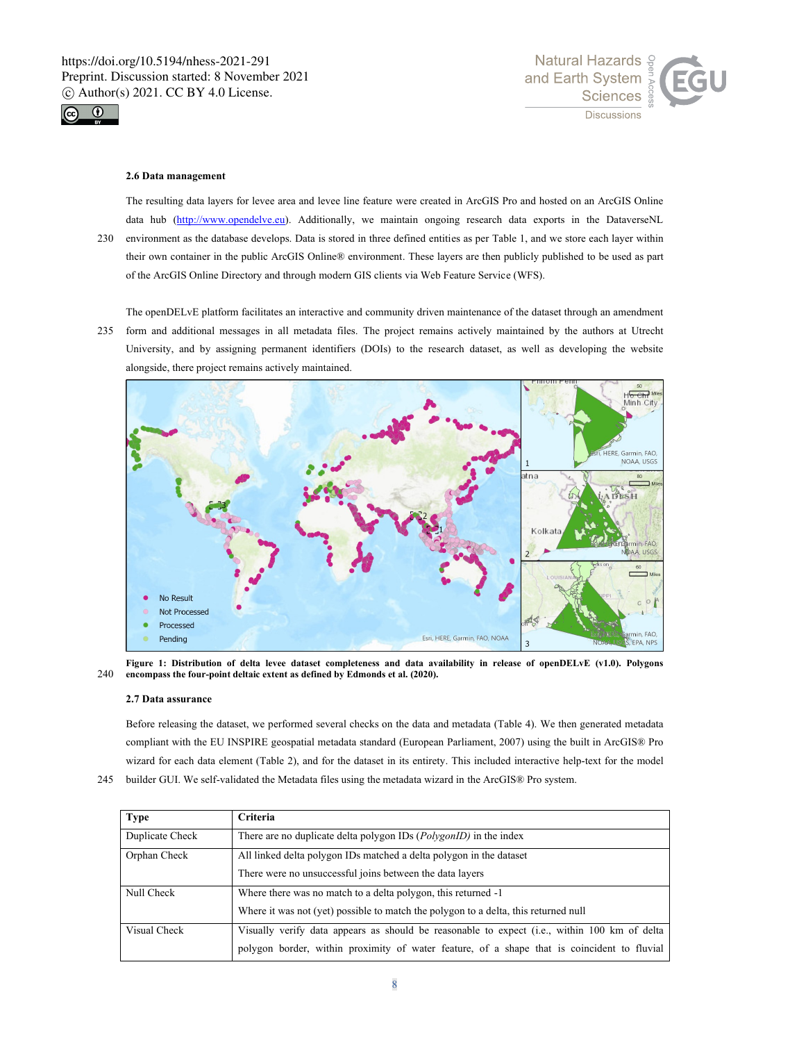### 2.6 Data management

The resulting data layers for levee area and levee line feature were created in ArcGIS Pro and hosted on an ArcGIS Online data hub (http://www.opendelve.eu). Additionally, we maintain ongoing research data exports in the DataverseNL environment as the database develops. Data is stored in three defined entities as per Table 1, and we store each layer within their own container in the public ArcGIS Online® environment. These layers are then publicly published to be used as part of the ArcGIS Online Directory and through modern GIS clients via Web Feature Service (WFS).

The openDELvE platform facilitates an interactive and community driven maintenance of the dataset through an amendment form and additional messages in all metadata files. The project remains actively maintained by the authors at Utrecht University, and by assigning permanent identifiers (DOIs) to the research dataset, as well as developing the website alongside, there project remains actively maintained.

**Figure 1: Distribution of delta levee dataset completeness and data availability in release of openDELvE (v1.0). Polygons encompass the four-point deltaic extent as defined by Edmonds et al. (2020).**

### 2.7 Data assurance

Before releasing the dataset, we performed several checks on the data and metadata (Table 4). We then generated metadata compliant with the EU INSPIRE geospatial metadata standard (European Parliament, 2007) using the built in ArcGIS® Pro wizard for each data element (Table 2), and for the dataset in its entirety. This included interactive help-text for the model builder GUI. We self-validated the Metadata files using the metadata wizard in the ArcGIS® Pro system.

| Type | Criteria |
|---|---|
| Duplicate Check | There are no duplicate delta polygon IDs (*PolygonID)* in the index |
| Orphan Check | All linked delta polygon IDs matched a delta polygon in the dataset<br>There were no unsuccessful joins between the data layers |
| Null Check | Where there was no match to a delta polygon, this returned -1<br>Where it was not (yet) possible to match the polygon to a delta, this returned null |
| Visual Check | Visually verify data appears as should be reasonable to expect (i.e., within 100 km of delta polygon border, within proximity of water feature, of a shape that is coincident to fluvial |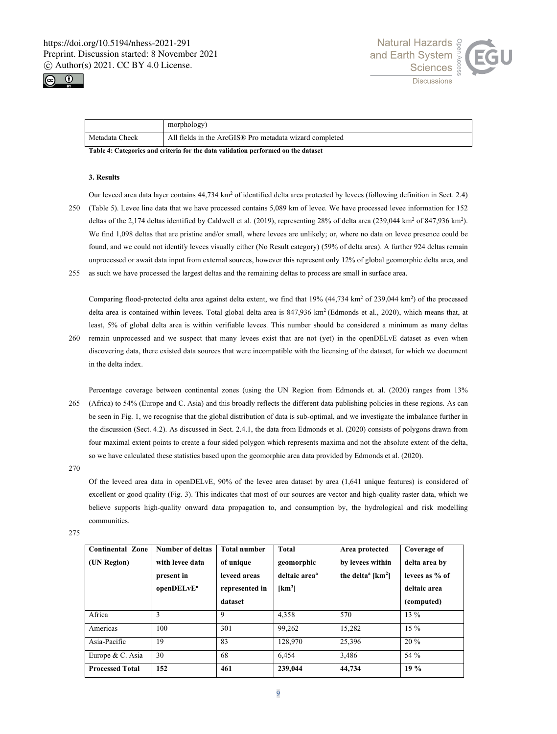| | morphology) |
|---|---|
| Metadata Check | All fields in the ArcGIS® Pro metadata wizard completed |

**Table 4: Categories and criteria for the data validation performed on the dataset**

### 3. Results

Our leveed area data layer contains 44,734 km$^2$ of identified delta area protected by levees (following definition in Sect. 2.4) (Table 5). Levee line data that we have processed contains 5,089 km of levee. We have processed levee information for 152 deltas of the 2,174 deltas identified by Caldwell et al. (2019), representing 28% of delta area (239,044 km$^2$ of 847,936 km$^2$). We find 1,098 deltas that are pristine and/or small, where levees are unlikely; or, where no data on levee presence could be found, and we could not identify levees visually either (No Result category) (59% of delta area). A further 924 deltas remain unprocessed or await data input from external sources, however this represent only 12% of global geomorphic delta area, and as such we have processed the largest deltas and the remaining deltas to process are small in surface area.

Comparing flood-protected delta area against delta extent, we find that 19% (44,734 km$^2$ of 239,044 km$^2$) of the processed delta area is contained within levees. Total global delta area is 847,936 km$^2$ (Edmonds et al., 2020), which means that, at least, 5% of global delta area is within verifiable levees. This number should be considered a minimum as many deltas remain unprocessed and we suspect that many levees exist that are not (yet) in the openDELvE dataset as even when discovering data, there existed data sources that were incompatible with the licensing of the dataset, for which we document in the delta index.

Percentage coverage between continental zones (using the UN Region from Edmonds et. al. (2020) ranges from 13% (Africa) to 54% (Europe and C. Asia) and this broadly reflects the different data publishing policies in these regions. As can be seen in Fig. 1, we recognise that the global distribution of data is sub-optimal, and we investigate the imbalance further in the discussion (Sect. 4.2). As discussed in Sect. 2.4.1, the data from Edmonds et al. (2020) consists of polygons drawn from four maximal extent points to create a four sided polygon which represents maxima and not the absolute extent of the delta, so we have calculated these statistics based upon the geomorphic area data provided by Edmonds et al. (2020).

Of the leveed area data in openDELvE, 90% of the levee area dataset by area (1,641 unique features) is considered of excellent or good quality (Fig. 3). This indicates that most of our sources are vector and high-quality raster data, which we believe supports high-quality onward data propagation to, and consumption by, the hydrological and risk modelling communities.

| Continental Zone (UN Region) | Number of deltas with levee data present in openDELvE[a] | Total number of unique leveed areas represented in dataset | Total geomorphic deltaic area[a] [km$^2$] | Area protected by levees within the delta[a] [km$^2$] | Coverage of delta area by levees as % of deltaic area (computed) |
|---|---|---|---|---|---|
| Africa | 3 | 9 | 4,358 | 570 | 13 % |
| Americas | 100 | 301 | 99,262 | 15,282 | 15 % |
| Asia-Pacific | 19 | 83 | 128,970 | 25,396 | 20 % |
| Europe & C. Asia | 30 | 68 | 6,454 | 3,486 | 54 % |
| **Processed Total** | **152** | **461** | **239,044** | **44,734** | **19 %** |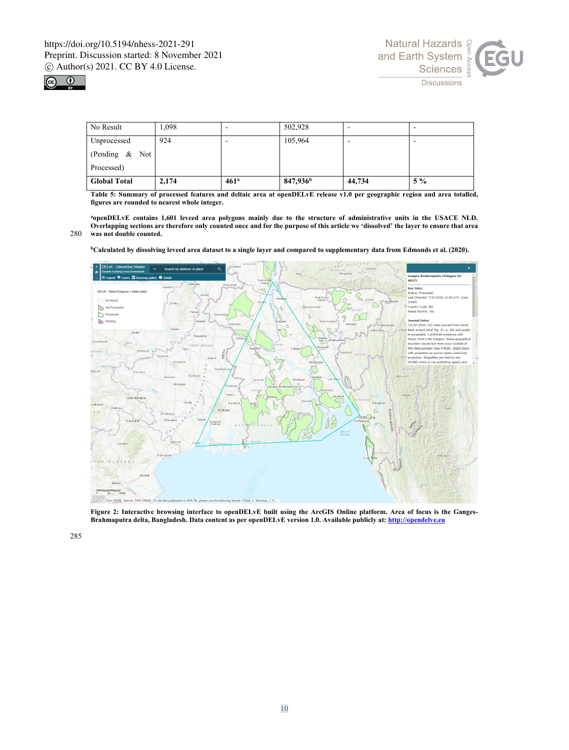| No Result | 1,098 | - | 502,928 | - | - |
|---|---|---|---|---|---|
| Unprocessed (Pending & Not Processed) | 924 | - | 105,964 | - | - |
| **Global Total** | **2,174** | **461[a]** | **847,936[b]** | **44,734** | **5 %** |

**Table 5: Summary of processed features and deltaic area at openDELvE release v1.0 per geographic region and area totalled, figures are rounded to nearest whole integer.**

**[a]openDELvE contains 1,601 leveed area polygons mainly due to the structure of administrative units in the USACE NLD. Overlapping sections are therefore only counted once and for the purpose of this article we 'dissolved' the layer to ensure that area was not double counted.**

**[b]Calculated by dissolving leveed area dataset to a single layer and compared to supplementary data from Edmonds et al. (2020).**

**Figure 2: Interactive browsing interface to openDELvE built using the ArcGIS Online platform. Area of focus is the Ganges-Brahmaputra delta, Bangladesh. Data content as per openDELvE version 1.0. Available publicly at: http://opendelve.eu**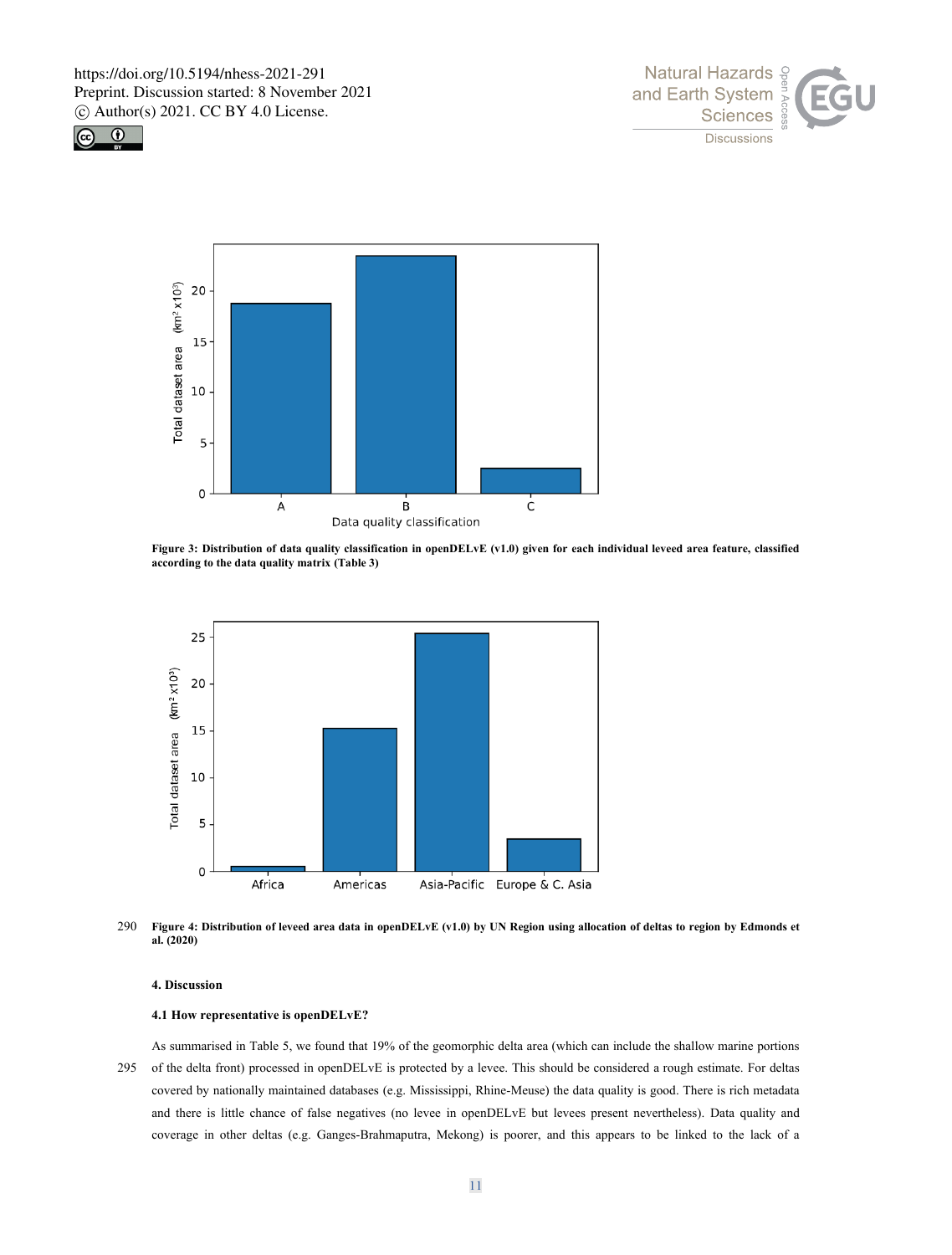Figure 3: Distribution of data quality classification in openDELvE (v1.0) given for each individual leveed area feature, classified according to the data quality matrix (Table 3)

Figure 4: Distribution of leveed area data in openDELvE (v1.0) by UN Region using allocation of deltas to region by Edmonds et al. (2020)

## 4. Discussion

### 4.1 How representative is openDELvE?

As summarised in Table 5, we found that 19% of the geomorphic delta area (which can include the shallow marine portions of the delta front) processed in openDELvE is protected by a levee. This should be considered a rough estimate. For deltas covered by nationally maintained databases (e.g. Mississippi, Rhine-Meuse) the data quality is good. There is rich metadata and there is little chance of false negatives (no levee in openDELvE but levees present nevertheless). Data quality and coverage in other deltas (e.g. Ganges-Brahmaputra, Mekong) is poorer, and this appears to be linked to the lack of a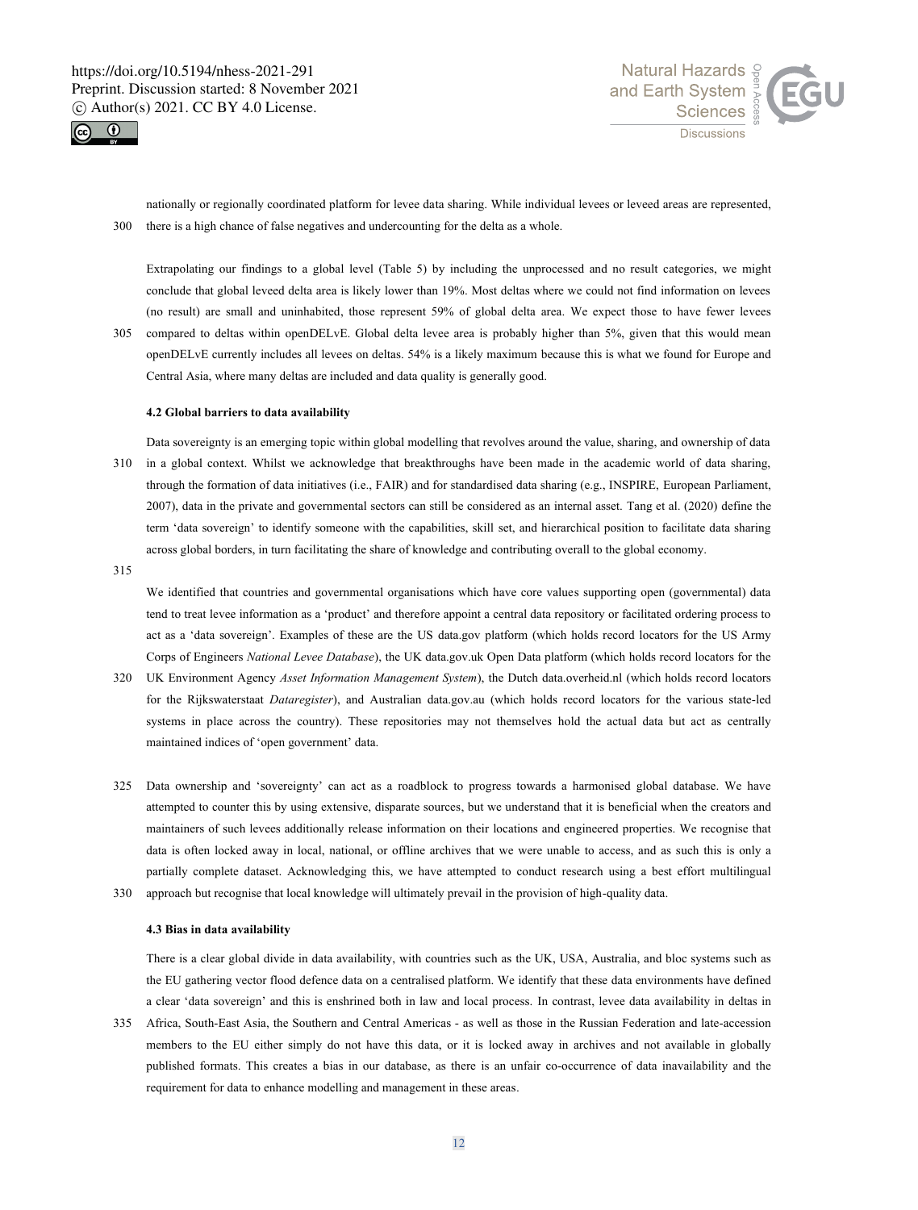nationally or regionally coordinated platform for levee data sharing. While individual levees or leveed areas are represented, there is a high chance of false negatives and undercounting for the delta as a whole.

Extrapolating our findings to a global level (Table 5) by including the unprocessed and no result categories, we might conclude that global leveed delta area is likely lower than 19%. Most deltas where we could not find information on levees (no result) are small and uninhabited, those represent 59% of global delta area. We expect those to have fewer levees compared to deltas within openDELvE. Global delta levee area is probably higher than 5%, given that this would mean openDELvE currently includes all levees on deltas. 54% is a likely maximum because this is what we found for Europe and Central Asia, where many deltas are included and data quality is generally good.

### 4.2 Global barriers to data availability

Data sovereignty is an emerging topic within global modelling that revolves around the value, sharing, and ownership of data in a global context. Whilst we acknowledge that breakthroughs have been made in the academic world of data sharing, through the formation of data initiatives (i.e., FAIR) and for standardised data sharing (e.g., INSPIRE, European Parliament, 2007), data in the private and governmental sectors can still be considered as an internal asset. Tang et al. (2020) define the term 'data sovereign' to identify someone with the capabilities, skill set, and hierarchical position to facilitate data sharing across global borders, in turn facilitating the share of knowledge and contributing overall to the global economy.

We identified that countries and governmental organisations which have core values supporting open (governmental) data tend to treat levee information as a 'product' and therefore appoint a central data repository or facilitated ordering process to act as a 'data sovereign'. Examples of these are the US data.gov platform (which holds record locators for the US Army Corps of Engineers *National Levee Database*), the UK data.gov.uk Open Data platform (which holds record locators for the UK Environment Agency *Asset Information Management System*), the Dutch data.overheid.nl (which holds record locators for the Rijkswaterstaat *Dataregister*), and Australian data.gov.au (which holds record locators for the various state-led systems in place across the country). These repositories may not themselves hold the actual data but act as centrally maintained indices of 'open government' data.

Data ownership and 'sovereignty' can act as a roadblock to progress towards a harmonised global database. We have attempted to counter this by using extensive, disparate sources, but we understand that it is beneficial when the creators and maintainers of such levees additionally release information on their locations and engineered properties. We recognise that data is often locked away in local, national, or offline archives that we were unable to access, and as such this is only a partially complete dataset. Acknowledging this, we have attempted to conduct research using a best effort multilingual approach but recognise that local knowledge will ultimately prevail in the provision of high-quality data.

### 4.3 Bias in data availability

There is a clear global divide in data availability, with countries such as the UK, USA, Australia, and bloc systems such as the EU gathering vector flood defence data on a centralised platform. We identify that these data environments have defined a clear 'data sovereign' and this is enshrined both in law and local process. In contrast, levee data availability in deltas in Africa, South-East Asia, the Southern and Central Americas - as well as those in the Russian Federation and late-accession members to the EU either simply do not have this data, or it is locked away in archives and not available in globally published formats. This creates a bias in our database, as there is an unfair co-occurrence of data inavailability and the requirement for data to enhance modelling and management in these areas.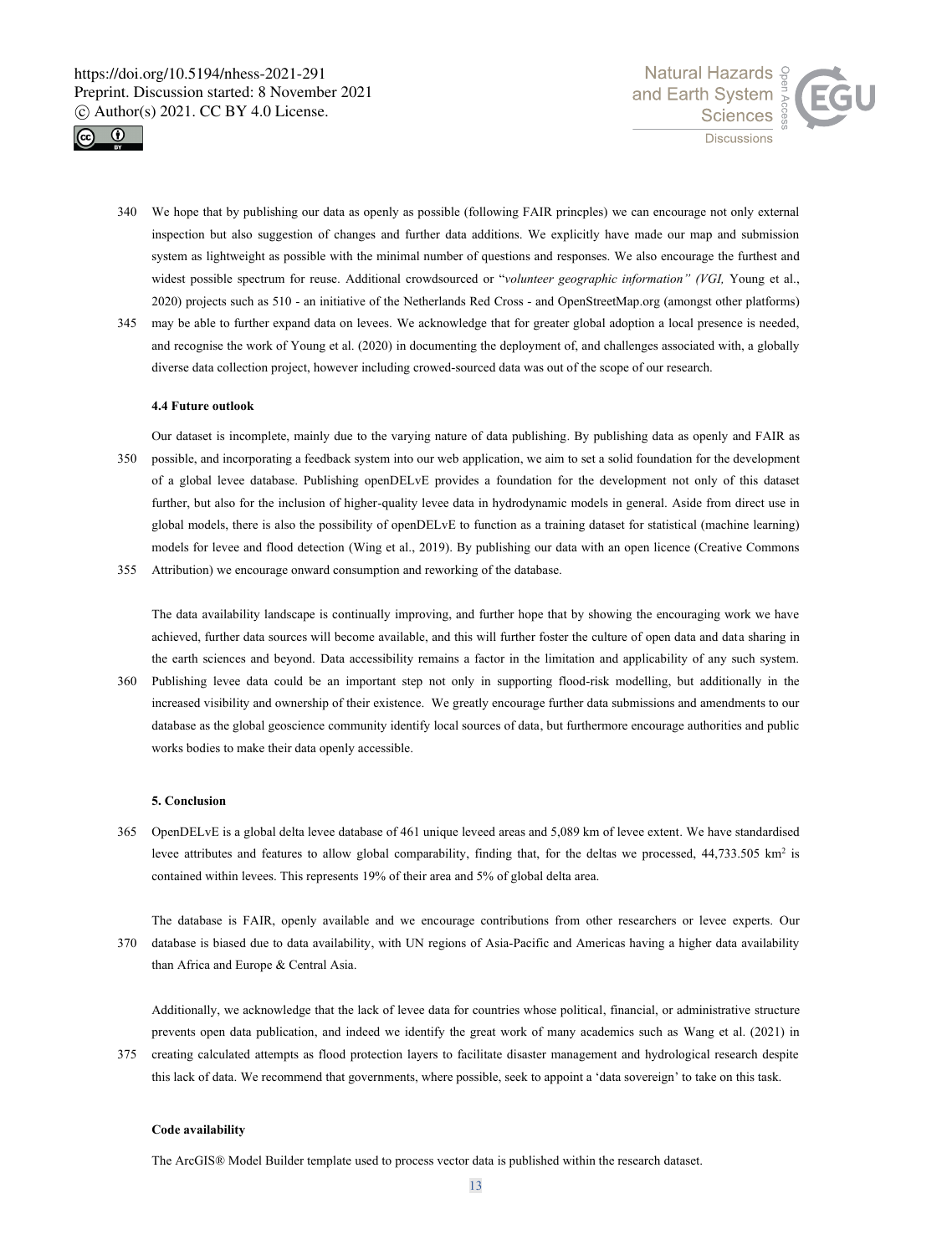We hope that by publishing our data as openly as possible (following FAIR princples) we can encourage not only external inspection but also suggestion of changes and further data additions. We explicitly have made our map and submission system as lightweight as possible with the minimal number of questions and responses. We also encourage the furthest and widest possible spectrum for reuse. Additional crowdsourced or "*volunteer geographic information" (VGI,* Young et al., 2020) projects such as 510 - an initiative of the Netherlands Red Cross - and OpenStreetMap.org (amongst other platforms) may be able to further expand data on levees. We acknowledge that for greater global adoption a local presence is needed, and recognise the work of Young et al. (2020) in documenting the deployment of, and challenges associated with, a globally diverse data collection project, however including crowed-sourced data was out of the scope of our research.

### 4.4 Future outlook

Our dataset is incomplete, mainly due to the varying nature of data publishing. By publishing data as openly and FAIR as possible, and incorporating a feedback system into our web application, we aim to set a solid foundation for the development of a global levee database. Publishing openDELvE provides a foundation for the development not only of this dataset further, but also for the inclusion of higher-quality levee data in hydrodynamic models in general. Aside from direct use in global models, there is also the possibility of openDELvE to function as a training dataset for statistical (machine learning) models for levee and flood detection (Wing et al., 2019). By publishing our data with an open licence (Creative Commons Attribution) we encourage onward consumption and reworking of the database.

The data availability landscape is continually improving, and further hope that by showing the encouraging work we have achieved, further data sources will become available, and this will further foster the culture of open data and data sharing in the earth sciences and beyond. Data accessibility remains a factor in the limitation and applicability of any such system. Publishing levee data could be an important step not only in supporting flood-risk modelling, but additionally in the increased visibility and ownership of their existence. We greatly encourage further data submissions and amendments to our database as the global geoscience community identify local sources of data, but furthermore encourage authorities and public works bodies to make their data openly accessible.

## 5. Conclusion

OpenDELvE is a global delta levee database of 461 unique leveed areas and 5,089 km of levee extent. We have standardised levee attributes and features to allow global comparability, finding that, for the deltas we processed, 44,733.505 km$^2$ is contained within levees. This represents 19% of their area and 5% of global delta area.

The database is FAIR, openly available and we encourage contributions from other researchers or levee experts. Our database is biased due to data availability, with UN regions of Asia-Pacific and Americas having a higher data availability than Africa and Europe & Central Asia.

Additionally, we acknowledge that the lack of levee data for countries whose political, financial, or administrative structure prevents open data publication, and indeed we identify the great work of many academics such as Wang et al. (2021) in creating calculated attempts as flood protection layers to facilitate disaster management and hydrological research despite this lack of data. We recommend that governments, where possible, seek to appoint a 'data sovereign' to take on this task.

### Code availability

The ArcGIS® Model Builder template used to process vector data is published within the research dataset.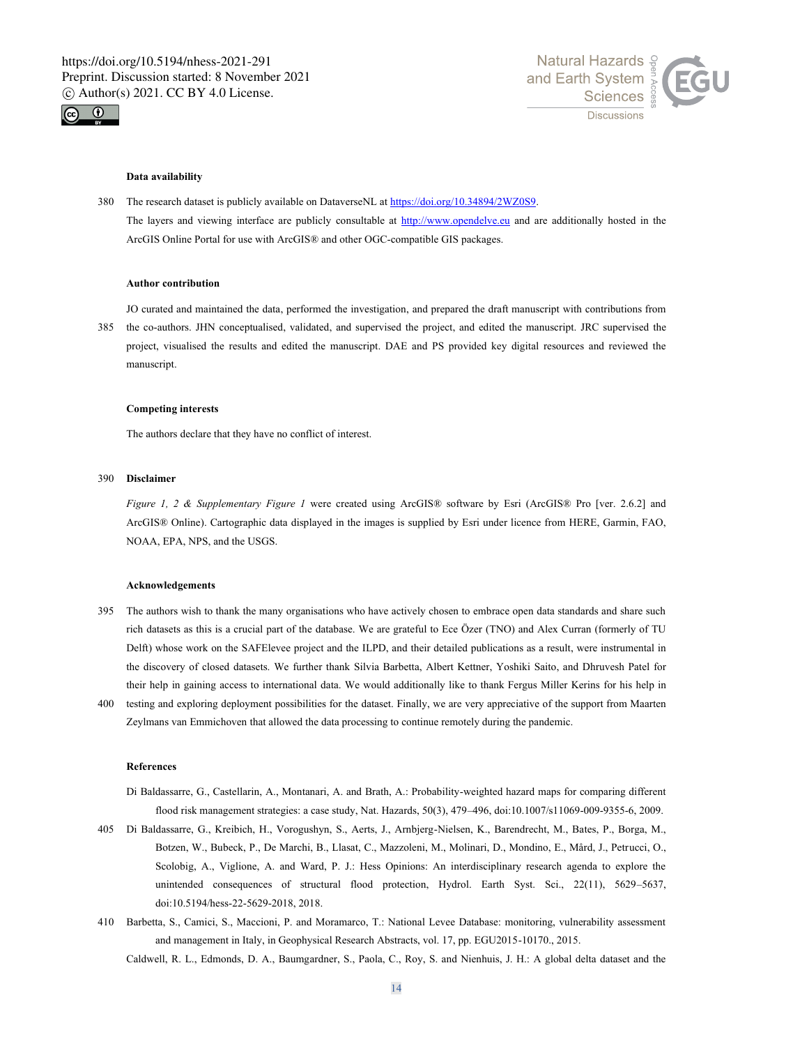**Data availability**

The research dataset is publicly available on DataverseNL at https://doi.org/10.34894/2WZ0S9. The layers and viewing interface are publicly consultable at http://www.opendelve.eu and are additionally hosted in the ArcGIS Online Portal for use with ArcGIS® and other OGC-compatible GIS packages.

**Author contribution**

JO curated and maintained the data, performed the investigation, and prepared the draft manuscript with contributions from the co-authors. JHN conceptualised, validated, and supervised the project, and edited the manuscript. JRC supervised the project, visualised the results and edited the manuscript. DAE and PS provided key digital resources and reviewed the manuscript.

**Competing interests**

The authors declare that they have no conflict of interest.

**Disclaimer**

*Figure 1, 2 & Supplementary Figure 1* were created using ArcGIS® software by Esri (ArcGIS® Pro [ver. 2.6.2] and ArcGIS® Online). Cartographic data displayed in the images is supplied by Esri under licence from HERE, Garmin, FAO, NOAA, EPA, NPS, and the USGS.

**Acknowledgements**

The authors wish to thank the many organisations who have actively chosen to embrace open data standards and share such rich datasets as this is a crucial part of the database. We are grateful to Ece Özer (TNO) and Alex Curran (formerly of TU Delft) whose work on the SAFElevee project and the ILPD, and their detailed publications as a result, were instrumental in the discovery of closed datasets. We further thank Silvia Barbetta, Albert Kettner, Yoshiki Saito, and Dhruvesh Patel for their help in gaining access to international data. We would additionally like to thank Fergus Miller Kerins for his help in testing and exploring deployment possibilities for the dataset. Finally, we are very appreciative of the support from Maarten Zeylmans van Emmichoven that allowed the data processing to continue remotely during the pandemic.

**References**

Di Baldassarre, G., Castellarin, A., Montanari, A. and Brath, A.: Probability-weighted hazard maps for comparing different flood risk management strategies: a case study, Nat. Hazards, 50(3), 479–496, doi:10.1007/s11069-009-9355-6, 2009.

Di Baldassarre, G., Kreibich, H., Vorogushyn, S., Aerts, J., Arnbjerg-Nielsen, K., Barendrecht, M., Bates, P., Borga, M., Botzen, W., Bubeck, P., De Marchi, B., Llasat, C., Mazzoleni, M., Molinari, D., Mondino, E., Mård, J., Petrucci, O., Scolobig, A., Viglione, A. and Ward, P. J.: Hess Opinions: An interdisciplinary research agenda to explore the unintended consequences of structural flood protection, Hydrol. Earth Syst. Sci., 22(11), 5629–5637, doi:10.5194/hess-22-5629-2018, 2018.

Barbetta, S., Camici, S., Maccioni, P. and Moramarco, T.: National Levee Database: monitoring, vulnerability assessment and management in Italy, in Geophysical Research Abstracts, vol. 17, pp. EGU2015-10170., 2015.

Caldwell, R. L., Edmonds, D. A., Baumgardner, S., Paola, C., Roy, S. and Nienhuis, J. H.: A global delta dataset and the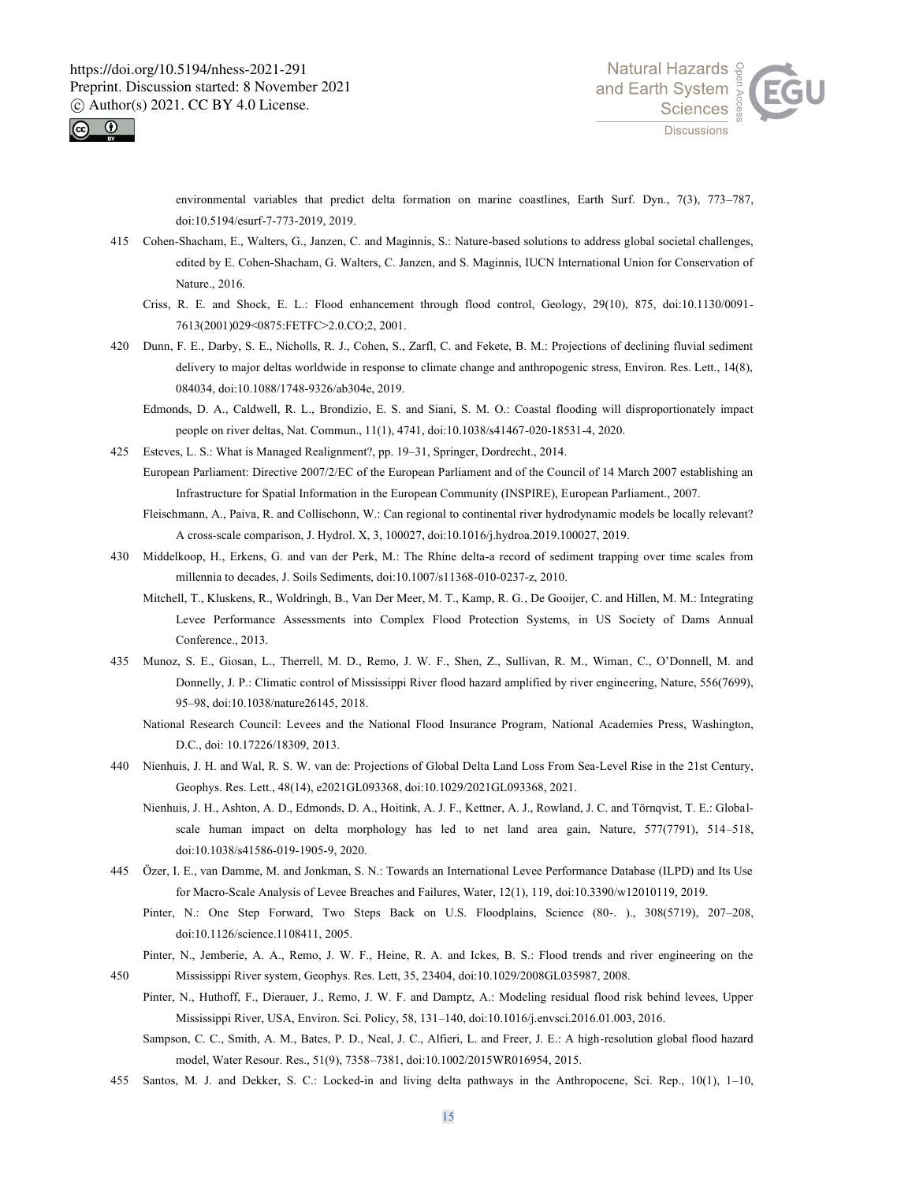environmental variables that predict delta formation on marine coastlines, Earth Surf. Dyn., 7(3), 773–787, doi:10.5194/esurf-7-773-2019, 2019.

Cohen-Shacham, E., Walters, G., Janzen, C. and Maginnis, S.: Nature-based solutions to address global societal challenges, edited by E. Cohen-Shacham, G. Walters, C. Janzen, and S. Maginnis, IUCN International Union for Conservation of Nature., 2016.

Criss, R. E. and Shock, E. L.: Flood enhancement through flood control, Geology, 29(10), 875, doi:10.1130/0091-7613(2001)029<0875:FETFC>2.0.CO;2, 2001.

Dunn, F. E., Darby, S. E., Nicholls, R. J., Cohen, S., Zarfl, C. and Fekete, B. M.: Projections of declining fluvial sediment delivery to major deltas worldwide in response to climate change and anthropogenic stress, Environ. Res. Lett., 14(8), 084034, doi:10.1088/1748-9326/ab304e, 2019.

Edmonds, D. A., Caldwell, R. L., Brondizio, E. S. and Siani, S. M. O.: Coastal flooding will disproportionately impact people on river deltas, Nat. Commun., 11(1), 4741, doi:10.1038/s41467-020-18531-4, 2020.

Esteves, L. S.: What is Managed Realignment?, pp. 19–31, Springer, Dordrecht., 2014.

European Parliament: Directive 2007/2/EC of the European Parliament and of the Council of 14 March 2007 establishing an Infrastructure for Spatial Information in the European Community (INSPIRE), European Parliament., 2007.

Fleischmann, A., Paiva, R. and Collischonn, W.: Can regional to continental river hydrodynamic models be locally relevant? A cross-scale comparison, J. Hydrol. X, 3, 100027, doi:10.1016/j.hydroa.2019.100027, 2019.

Middelkoop, H., Erkens, G. and van der Perk, M.: The Rhine delta-a record of sediment trapping over time scales from millennia to decades, J. Soils Sediments, doi:10.1007/s11368-010-0237-z, 2010.

Mitchell, T., Kluskens, R., Woldringh, B., Van Der Meer, M. T., Kamp, R. G., De Gooijer, C. and Hillen, M. M.: Integrating Levee Performance Assessments into Complex Flood Protection Systems, in US Society of Dams Annual Conference., 2013.

Munoz, S. E., Giosan, L., Therrell, M. D., Remo, J. W. F., Shen, Z., Sullivan, R. M., Wiman, C., O'Donnell, M. and Donnelly, J. P.: Climatic control of Mississippi River flood hazard amplified by river engineering, Nature, 556(7699), 95–98, doi:10.1038/nature26145, 2018.

National Research Council: Levees and the National Flood Insurance Program, National Academies Press, Washington, D.C., doi: 10.17226/18309, 2013.

Nienhuis, J. H. and Wal, R. S. W. van de: Projections of Global Delta Land Loss From Sea-Level Rise in the 21st Century, Geophys. Res. Lett., 48(14), e2021GL093368, doi:10.1029/2021GL093368, 2021.

Nienhuis, J. H., Ashton, A. D., Edmonds, D. A., Hoitink, A. J. F., Kettner, A. J., Rowland, J. C. and Törnqvist, T. E.: Global-scale human impact on delta morphology has led to net land area gain, Nature, 577(7791), 514–518, doi:10.1038/s41586-019-1905-9, 2020.

Özer, I. E., van Damme, M. and Jonkman, S. N.: Towards an International Levee Performance Database (ILPD) and Its Use for Macro-Scale Analysis of Levee Breaches and Failures, Water, 12(1), 119, doi:10.3390/w12010119, 2019.

Pinter, N.: One Step Forward, Two Steps Back on U.S. Floodplains, Science (80-. )., 308(5719), 207–208, doi:10.1126/science.1108411, 2005.

Pinter, N., Jemberie, A. A., Remo, J. W. F., Heine, R. A. and Ickes, B. S.: Flood trends and river engineering on the Mississippi River system, Geophys. Res. Lett, 35, 23404, doi:10.1029/2008GL035987, 2008.

Pinter, N., Huthoff, F., Dierauer, J., Remo, J. W. F. and Damptz, A.: Modeling residual flood risk behind levees, Upper Mississippi River, USA, Environ. Sci. Policy, 58, 131–140, doi:10.1016/j.envsci.2016.01.003, 2016.

Sampson, C. C., Smith, A. M., Bates, P. D., Neal, J. C., Alfieri, L. and Freer, J. E.: A high-resolution global flood hazard model, Water Resour. Res., 51(9), 7358–7381, doi:10.1002/2015WR016954, 2015.

Santos, M. J. and Dekker, S. C.: Locked-in and living delta pathways in the Anthropocene, Sci. Rep., 10(1), 1–10,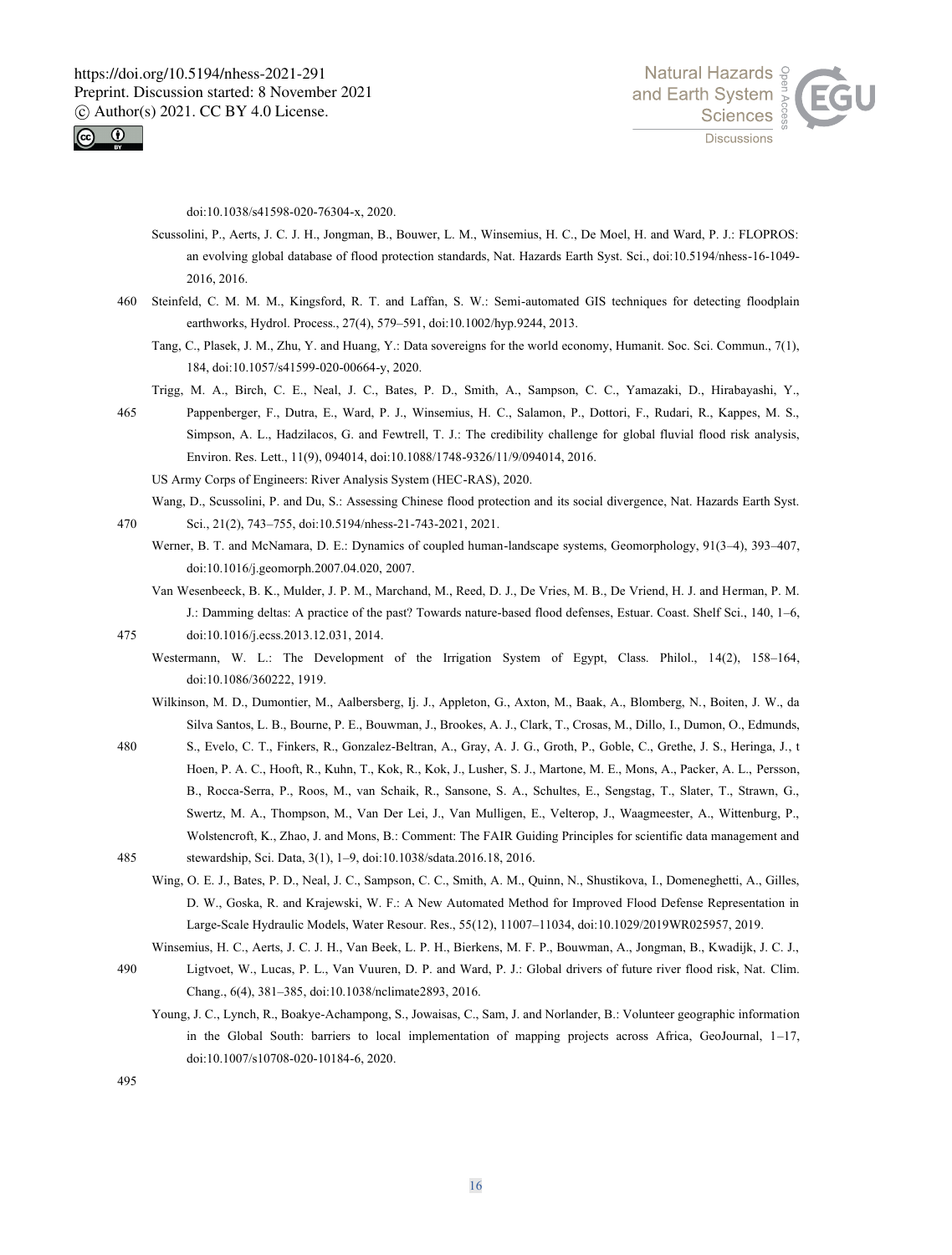doi:10.1038/s41598-020-76304-x, 2020.

Scussolini, P., Aerts, J. C. J. H., Jongman, B., Bouwer, L. M., Winsemius, H. C., De Moel, H. and Ward, P. J.: FLOPROS: an evolving global database of flood protection standards, Nat. Hazards Earth Syst. Sci., doi:10.5194/nhess-16-1049-2016, 2016.

Steinfeld, C. M. M., Kingsford, R. T. and Laffan, S. W.: Semi-automated GIS techniques for detecting floodplain earthworks, Hydrol. Process., 27(4), 579–591, doi:10.1002/hyp.9244, 2013.

Tang, C., Plasek, J. M., Zhu, Y. and Huang, Y.: Data sovereigns for the world economy, Humanit. Soc. Sci. Commun., 7(1), 184, doi:10.1057/s41599-020-00664-y, 2020.

Trigg, M. A., Birch, C. E., Neal, J. C., Bates, P. D., Smith, A., Sampson, C. C., Yamazaki, D., Hirabayashi, Y., Pappenberger, F., Dutra, E., Ward, P. J., Winsemius, H. C., Salamon, P., Dottori, F., Rudari, R., Kappes, M. S., Simpson, A. L., Hadzilacos, G. and Fewtrell, T. J.: The credibility challenge for global fluvial flood risk analysis, Environ. Res. Lett., 11(9), 094014, doi:10.1088/1748-9326/11/9/094014, 2016.

US Army Corps of Engineers: River Analysis System (HEC-RAS), 2020.

Wang, D., Scussolini, P. and Du, S.: Assessing Chinese flood protection and its social divergence, Nat. Hazards Earth Syst. Sci., 21(2), 743–755, doi:10.5194/nhess-21-743-2021, 2021.

Werner, B. T. and McNamara, D. E.: Dynamics of coupled human-landscape systems, Geomorphology, 91(3–4), 393–407, doi:10.1016/j.geomorph.2007.04.020, 2007.

Van Wesenbeeck, B. K., Mulder, J. P. M., Marchand, M., Reed, D. J., De Vries, M. B., De Vriend, H. J. and Herman, P. M. J.: Damming deltas: A practice of the past? Towards nature-based flood defenses, Estuar. Coast. Shelf Sci., 140, 1–6, doi:10.1016/j.ecss.2013.12.031, 2014.

Westermann, W. L.: The Development of the Irrigation System of Egypt, Class. Philol., 14(2), 158–164, doi:10.1086/360222, 1919.

Wilkinson, M. D., Dumontier, M., Aalbersberg, Ij. J., Appleton, G., Axton, M., Baak, A., Blomberg, N., Boiten, J. W., da Silva Santos, L. B., Bourne, P. E., Bouwman, J., Brookes, A. J., Clark, T., Crosas, M., Dillo, I., Dumon, O., Edmunds, S., Evelo, C. T., Finkers, R., Gonzalez-Beltran, A., Gray, A. J. G., Groth, P., Goble, C., Grethe, J. S., Heringa, J., t Hoen, P. A. C., Hooft, R., Kuhn, T., Kok, R., Kok, J., Lusher, S. J., Martone, M. E., Mons, A., Packer, A. L., Persson, B., Rocca-Serra, P., Roos, M., van Schaik, R., Sansone, S. A., Schultes, E., Sengstag, T., Slater, T., Strawn, G., Swertz, M. A., Thompson, M., Van Der Lei, J., Van Mulligen, E., Velterop, J., Waagmeester, A., Wittenburg, P., Wolstencroft, K., Zhao, J. and Mons, B.: Comment: The FAIR Guiding Principles for scientific data management and stewardship, Sci. Data, 3(1), 1–9, doi:10.1038/sdata.2016.18, 2016.

Wing, O. E. J., Bates, P. D., Neal, J. C., Sampson, C. C., Smith, A. M., Quinn, N., Shustikova, I., Domeneghetti, A., Gilles, D. W., Goska, R. and Krajewski, W. F.: A New Automated Method for Improved Flood Defense Representation in Large-Scale Hydraulic Models, Water Resour. Res., 55(12), 11007–11034, doi:10.1029/2019WR025957, 2019.

Winsemius, H. C., Aerts, J. C. J. H., Van Beek, L. P. H., Bierkens, M. F. P., Bouwman, A., Jongman, B., Kwadijk, J. C. J., Ligtvoet, W., Lucas, P. L., Van Vuuren, D. P. and Ward, P. J.: Global drivers of future river flood risk, Nat. Clim. Chang., 6(4), 381–385, doi:10.1038/nclimate2893, 2016.

Young, J. C., Lynch, R., Boakye-Achampong, S., Jowaisas, C., Sam, J. and Norlander, B.: Volunteer geographic information in the Global South: barriers to local implementation of mapping projects across Africa, GeoJournal, 1–17, doi:10.1007/s10708-020-10184-6, 2020.